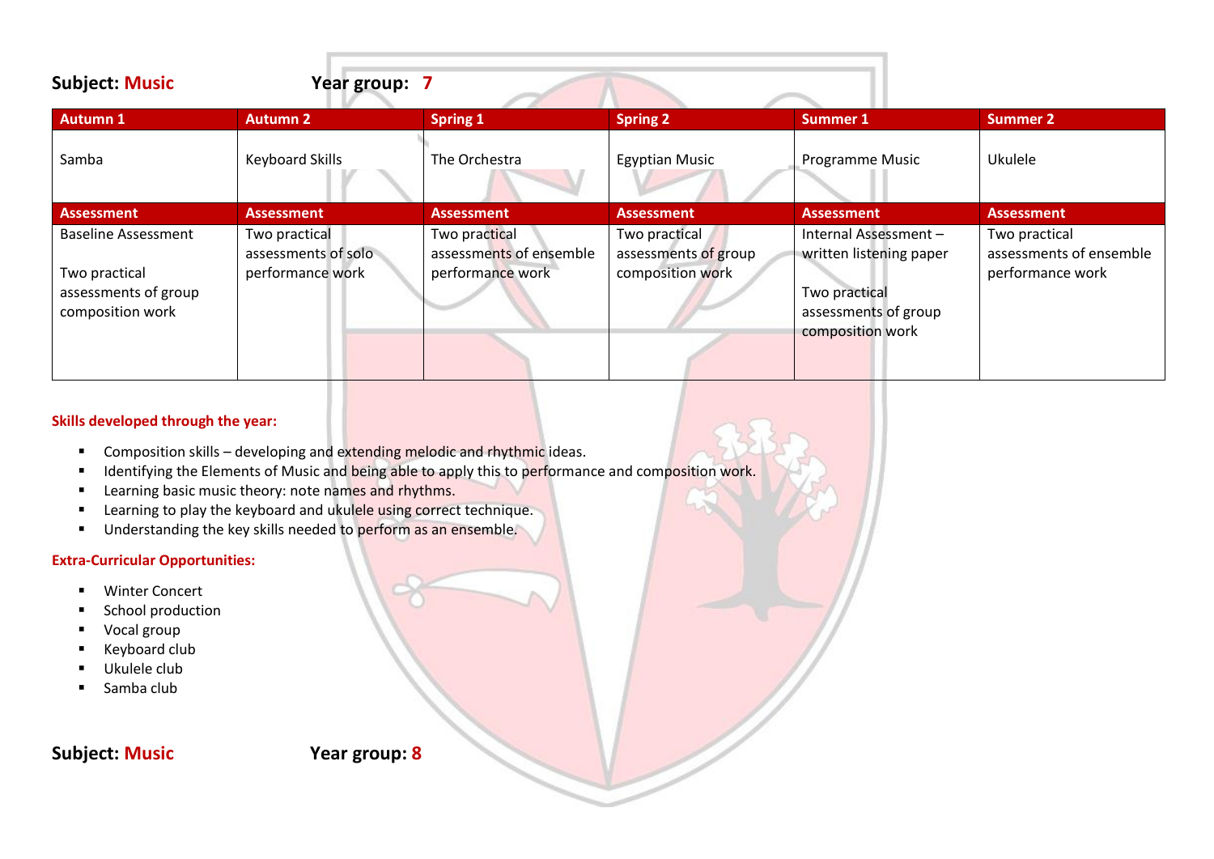**Subject: Music** **Year group: 7**

| Autumn 1 | Autumn 2 | Spring 1 | Spring 2 | Summer 1 | Summer 2 |
|---|---|---|---|---|---|
| Samba | Keyboard Skills | The Orchestra | Egyptian Music | Programme Music | Ukulele |
| **Assessment** | **Assessment** | **Assessment** | **Assessment** | **Assessment** | **Assessment** |
| Baseline Assessment<br><br>Two practical assessments of group composition work | Two practical assessments of solo performance work | Two practical assessments of ensemble performance work | Two practical assessments of group composition work | Internal Assessment – written listening paper<br><br>Two practical assessments of group composition work | Two practical assessments of ensemble performance work |

**Skills developed through the year:**

- Composition skills – developing and extending melodic and rhythmic ideas.
- Identifying the Elements of Music and being able to apply this to performance and composition work.
- Learning basic music theory: note names and rhythms.
- Learning to play the keyboard and ukulele using correct technique.
- Understanding the key skills needed to perform as an ensemble.

**Extra-Curricular Opportunities:**

- Winter Concert
- School production
- Vocal group
- Keyboard club
- Ukulele club
- Samba club

**Subject: Music** **Year group: 8**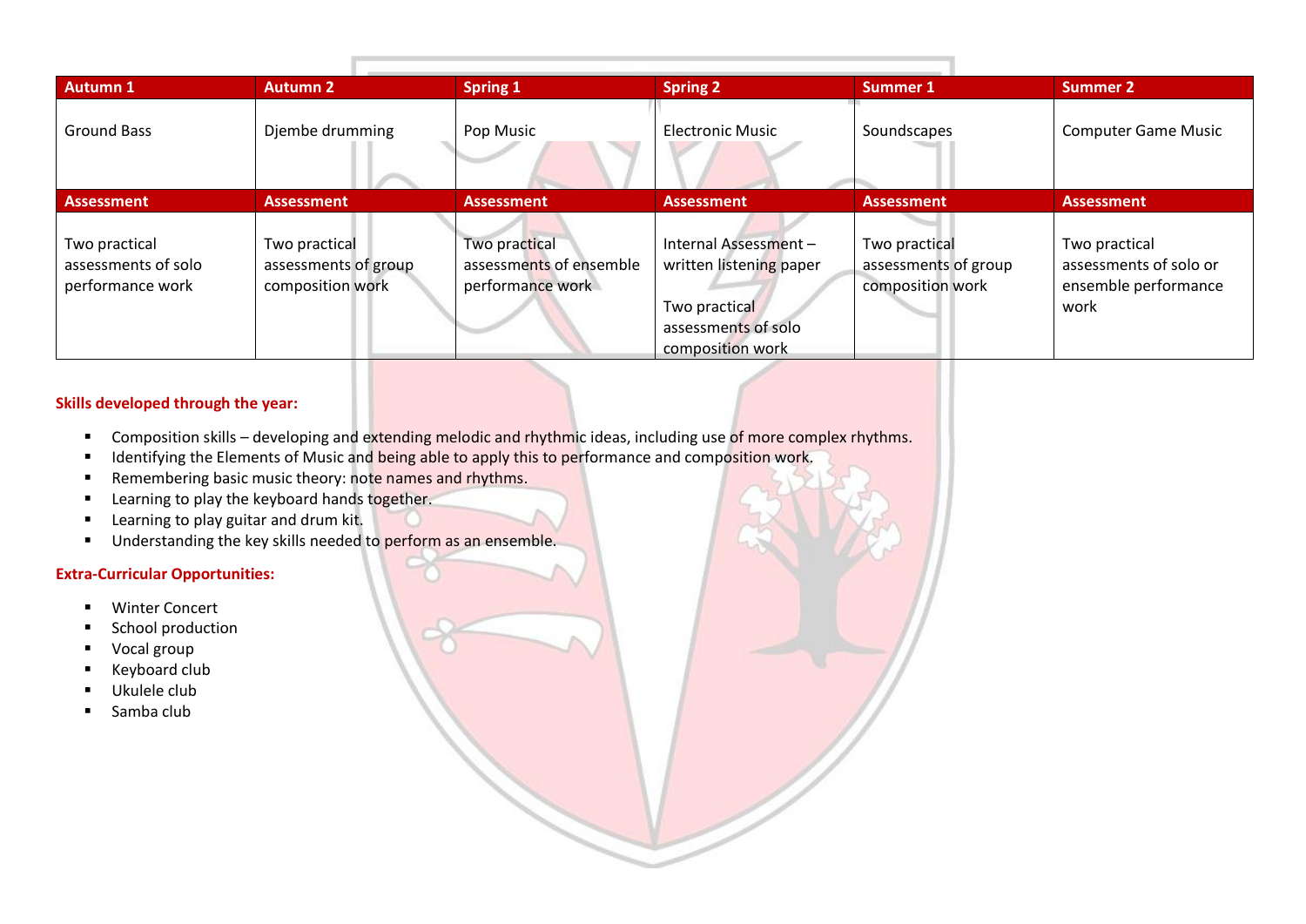| Autumn 1 | Autumn 2 | Spring 1 | Spring 2 | Summer 1 | Summer 2 |
|---|---|---|---|---|---|
| Ground Bass | Djembe drumming | Pop Music | Electronic Music | Soundscapes | Computer Game Music |
| **Assessment** | **Assessment** | **Assessment** | **Assessment** | **Assessment** | **Assessment** |
| Two practical assessments of solo performance work | Two practical assessments of group composition work | Two practical assessments of ensemble performance work | Internal Assessment – written listening paper<br><br>Two practical assessments of solo composition work | Two practical assessments of group composition work | Two practical assessments of solo or ensemble performance work |

**Skills developed through the year:**

- Composition skills – developing and extending melodic and rhythmic ideas, including use of more complex rhythms.
- Identifying the Elements of Music and being able to apply this to performance and composition work.
- Remembering basic music theory: note names and rhythms.
- Learning to play the keyboard hands together.
- Learning to play guitar and drum kit.
- Understanding the key skills needed to perform as an ensemble.

**Extra-Curricular Opportunities:**

- Winter Concert
- School production
- Vocal group
- Keyboard club
- Ukulele club
- Samba club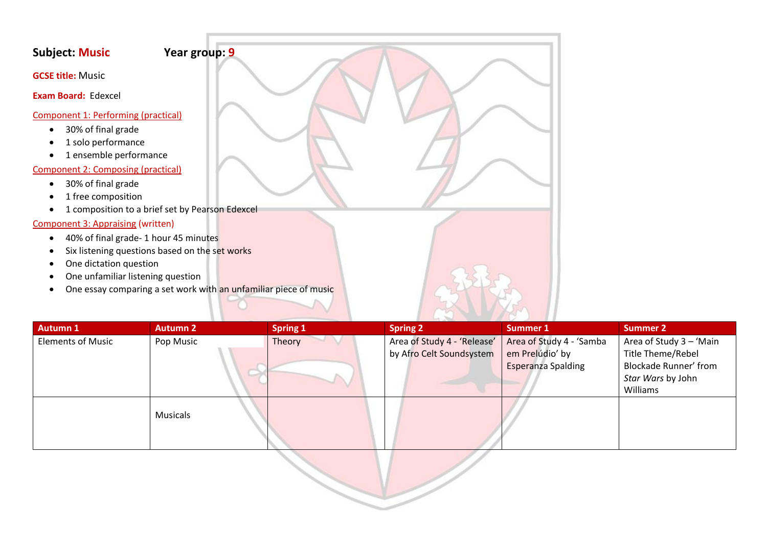**Subject: Music** **Year group: 9**

**GCSE title:** Music

**Exam Board:** Edexcel

Component 1: Performing (practical)

- 30% of final grade
- 1 solo performance
- 1 ensemble performance

Component 2: Composing (practical)

- 30% of final grade
- 1 free composition
- 1 composition to a brief set by Pearson Edexcel

Component 3: Appraising (written)

- 40% of final grade- 1 hour 45 minutes
- Six listening questions based on the set works
- One dictation question
- One unfamiliar listening question
- One essay comparing a set work with an unfamiliar piece of music

| Autumn 1 | Autumn 2 | Spring 1 | Spring 2 | Summer 1 | Summer 2 |
|---|---|---|---|---|---|
| Elements of Music | Pop Music | Theory | Area of Study 4 - 'Release' by Afro Celt Soundsystem | Area of Study 4 - 'Samba em Prelúdio' by Esperanza Spalding | Area of Study 3 – 'Main Title Theme/Rebel Blockade Runner' from *Star Wars* by John Williams |
| | Musicals | | | | |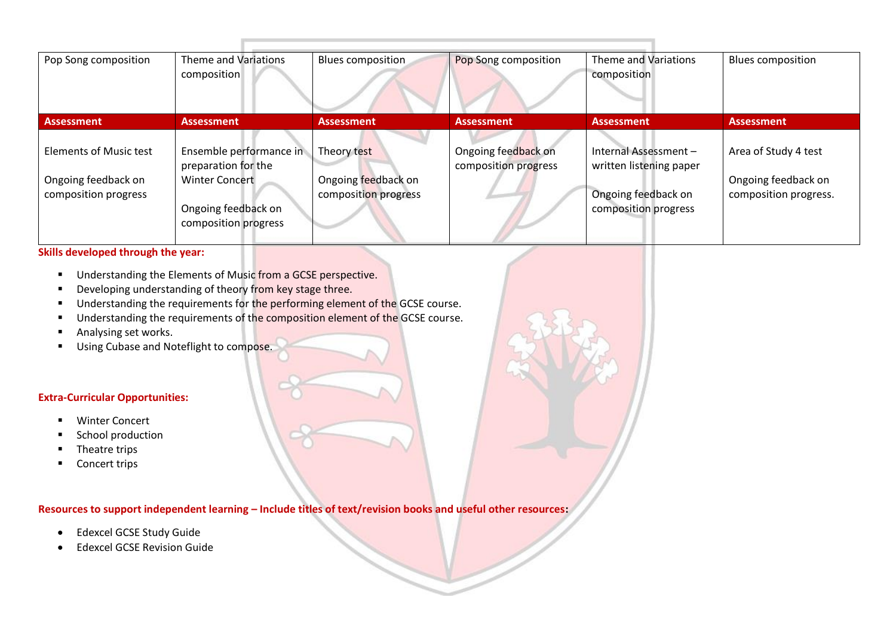| Pop Song composition | Theme and Variations composition | Blues composition | Pop Song composition | Theme and Variations composition | Blues composition |
|---|---|---|---|---|---|
| **Assessment** | **Assessment** | **Assessment** | **Assessment** | **Assessment** | **Assessment** |
| Elements of Music test<br><br>Ongoing feedback on composition progress | Ensemble performance in preparation for the Winter Concert<br><br>Ongoing feedback on composition progress | Theory test<br><br>Ongoing feedback on composition progress | Ongoing feedback on composition progress | Internal Assessment – written listening paper<br><br>Ongoing feedback on composition progress | Area of Study 4 test<br><br>Ongoing feedback on composition progress. |

**Skills developed through the year:**

- Understanding the Elements of Music from a GCSE perspective.
- Developing understanding of theory from key stage three.
- Understanding the requirements for the performing element of the GCSE course.
- Understanding the requirements of the composition element of the GCSE course.
- Analysing set works.
- Using Cubase and Noteflight to compose.

**Extra-Curricular Opportunities:**

- Winter Concert
- School production
- Theatre trips
- Concert trips

**Resources to support independent learning – Include titles of text/revision books and useful other resources:**

- Edexcel GCSE Study Guide
- Edexcel GCSE Revision Guide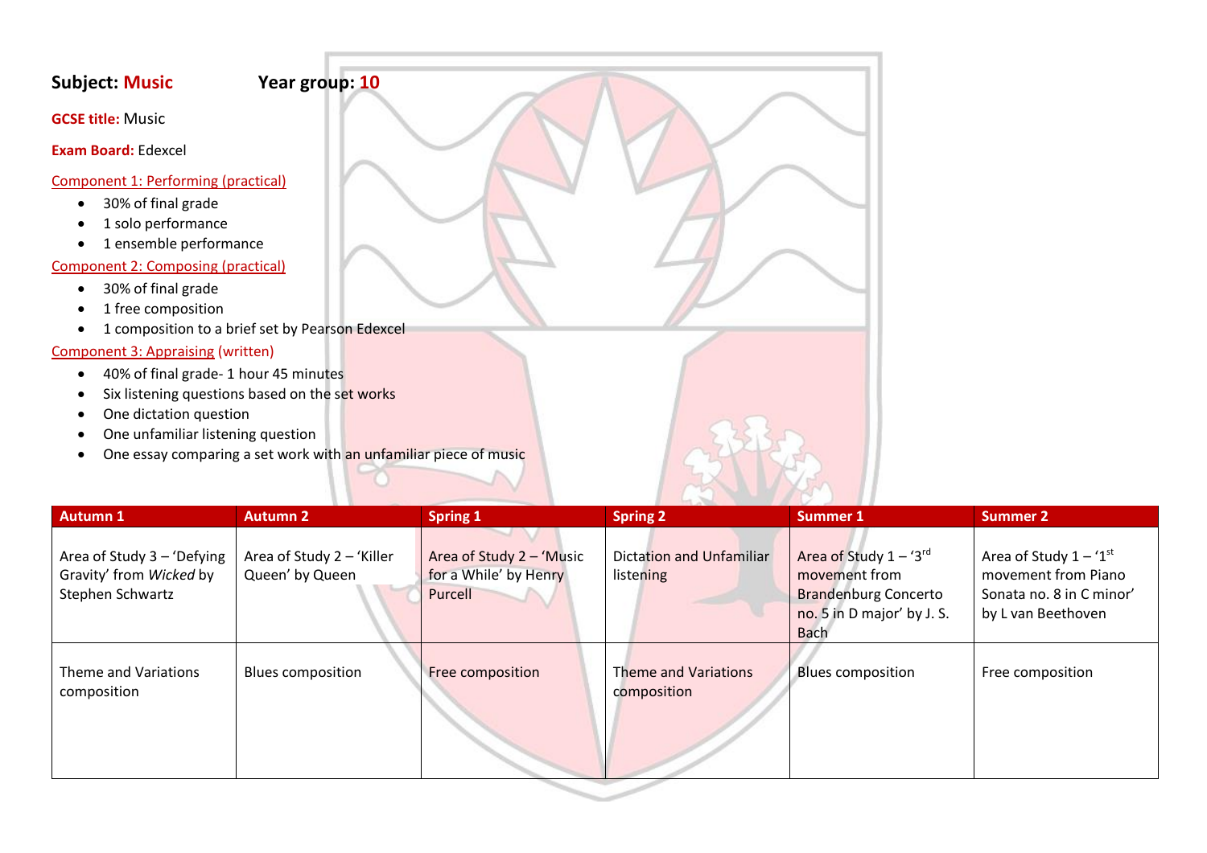**Subject: Music** **Year group: 10**

**GCSE title:** Music

**Exam Board:** Edexcel

Component 1: Performing (practical)

- 30% of final grade
- 1 solo performance
- 1 ensemble performance

Component 2: Composing (practical)

- 30% of final grade
- 1 free composition
- 1 composition to a brief set by Pearson Edexcel

Component 3: Appraising (written)

- 40% of final grade- 1 hour 45 minutes
- Six listening questions based on the set works
- One dictation question
- One unfamiliar listening question
- One essay comparing a set work with an unfamiliar piece of music

| Autumn 1 | Autumn 2 | Spring 1 | Spring 2 | Summer 1 | Summer 2 |
|---|---|---|---|---|---|
| Area of Study 3 – 'Defying Gravity' from *Wicked* by Stephen Schwartz | Area of Study 2 – 'Killer Queen' by Queen | Area of Study 2 – 'Music for a While' by Henry Purcell | Dictation and Unfamiliar listening | Area of Study 1 – '3rd movement from Brandenburg Concerto no. 5 in D major' by J. S. Bach | Area of Study 1 – '1st movement from Piano Sonata no. 8 in C minor' by L van Beethoven |
| Theme and Variations composition | Blues composition | Free composition | Theme and Variations composition | Blues composition | Free composition |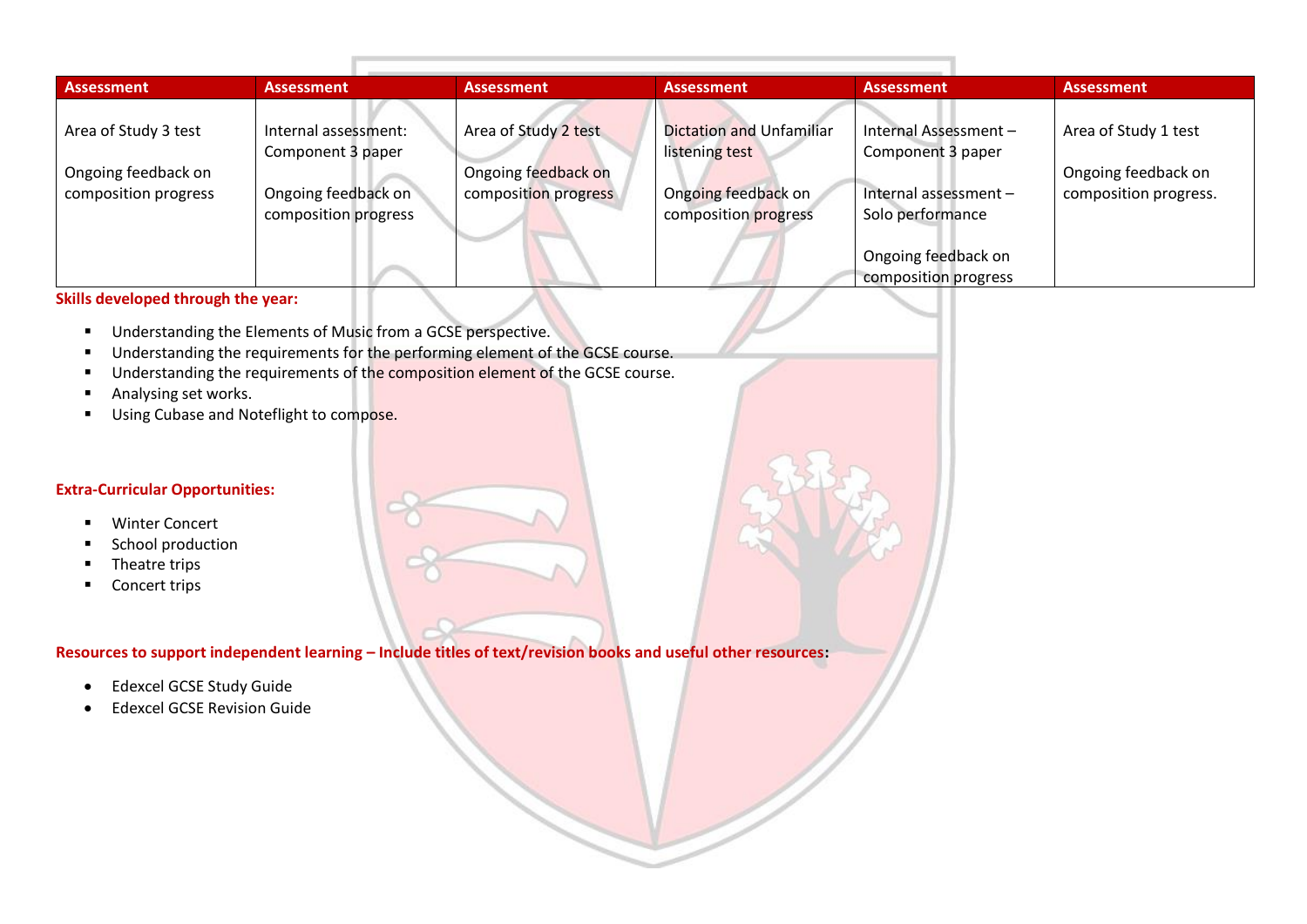| Assessment | Assessment | Assessment | Assessment | Assessment | Assessment |
|---|---|---|---|---|---|
| Area of Study 3 test<br><br>Ongoing feedback on composition progress | Internal assessment: Component 3 paper<br><br>Ongoing feedback on composition progress | Area of Study 2 test<br><br>Ongoing feedback on composition progress | Dictation and Unfamiliar listening test<br><br>Ongoing feedback on composition progress | Internal Assessment – Component 3 paper<br><br>Internal assessment – Solo performance<br><br>Ongoing feedback on composition progress | Area of Study 1 test<br><br>Ongoing feedback on composition progress. |

**Skills developed through the year:**

- Understanding the Elements of Music from a GCSE perspective.
- Understanding the requirements for the performing element of the GCSE course.
- Understanding the requirements of the composition element of the GCSE course.
- Analysing set works.
- Using Cubase and Noteflight to compose.

**Extra-Curricular Opportunities:**

- Winter Concert
- School production
- Theatre trips
- Concert trips

**Resources to support independent learning – Include titles of text/revision books and useful other resources:**

- Edexcel GCSE Study Guide
- Edexcel GCSE Revision Guide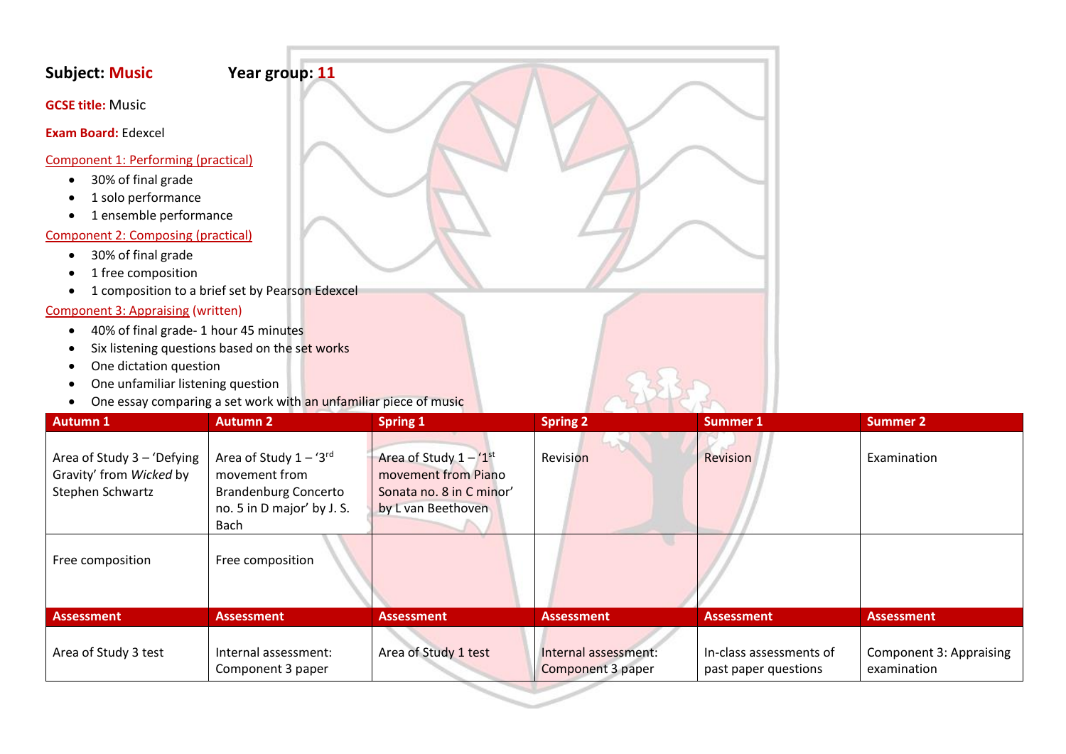**Subject: Music** **Year group: 11**

**GCSE title:** Music

**Exam Board:** Edexcel

Component 1: Performing (practical)

- 30% of final grade
- 1 solo performance
- 1 ensemble performance

Component 2: Composing (practical)

- 30% of final grade
- 1 free composition
- 1 composition to a brief set by Pearson Edexcel

Component 3: Appraising (written)

- 40% of final grade- 1 hour 45 minutes
- Six listening questions based on the set works
- One dictation question
- One unfamiliar listening question
- One essay comparing a set work with an unfamiliar piece of music

| Autumn 1 | Autumn 2 | Spring 1 | Spring 2 | Summer 1 | Summer 2 |
|---|---|---|---|---|---|
| Area of Study 3 – 'Defying Gravity' from *Wicked* by Stephen Schwartz | Area of Study 1 – '3rd movement from Brandenburg Concerto no. 5 in D major' by J. S. Bach | Area of Study 1 – '1st movement from Piano Sonata no. 8 in C minor' by L van Beethoven | Revision | Revision | Examination |
| Free composition | Free composition | | | | |
| **Assessment** | **Assessment** | **Assessment** | **Assessment** | **Assessment** | **Assessment** |
| Area of Study 3 test | Internal assessment: Component 3 paper | Area of Study 1 test | Internal assessment: Component 3 paper | In-class assessments of past paper questions | Component 3: Appraising examination |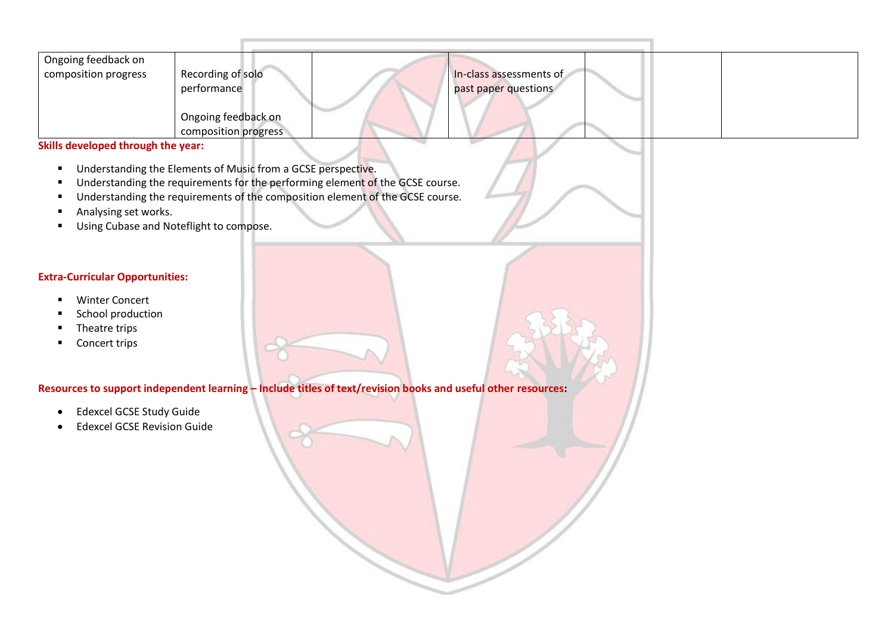| | | | | | |
|---|---|---|---|---|---|
| Ongoing feedback on composition progress | Recording of solo performance<br><br>Ongoing feedback on composition progress | | In-class assessments of past paper questions | | |

**Skills developed through the year:**

- Understanding the Elements of Music from a GCSE perspective.
- Understanding the requirements for the performing element of the GCSE course.
- Understanding the requirements of the composition element of the GCSE course.
- Analysing set works.
- Using Cubase and Noteflight to compose.

**Extra-Curricular Opportunities:**

- Winter Concert
- School production
- Theatre trips
- Concert trips

**Resources to support independent learning – Include titles of text/revision books and useful other resources:**

- Edexcel GCSE Study Guide
- Edexcel GCSE Revision Guide